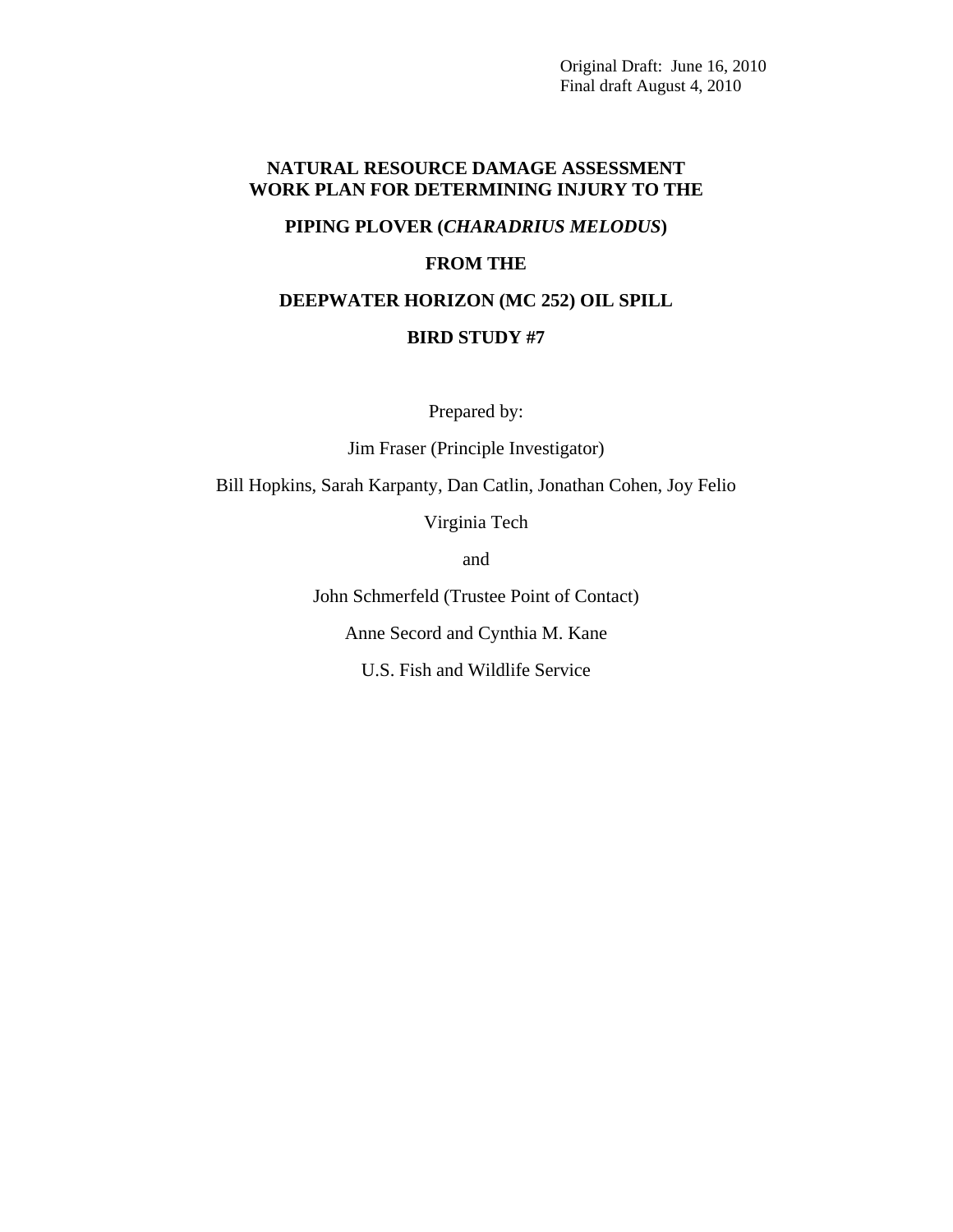Original Draft: June 16, 2010
Final draft August 4, 2010

# NATURAL RESOURCE DAMAGE ASSESSMENT WORK PLAN FOR DETERMINING INJURY TO THE

# PIPING PLOVER (*CHARADRIUS MELODUS*)

# FROM THE

# DEEPWATER HORIZON (MC 252) OIL SPILL

# BIRD STUDY #7

Prepared by:

Jim Fraser (Principle Investigator)

Bill Hopkins, Sarah Karpanty, Dan Catlin, Jonathan Cohen, Joy Felio

Virginia Tech

and

John Schmerfeld (Trustee Point of Contact)

Anne Secord and Cynthia M. Kane

U.S. Fish and Wildlife Service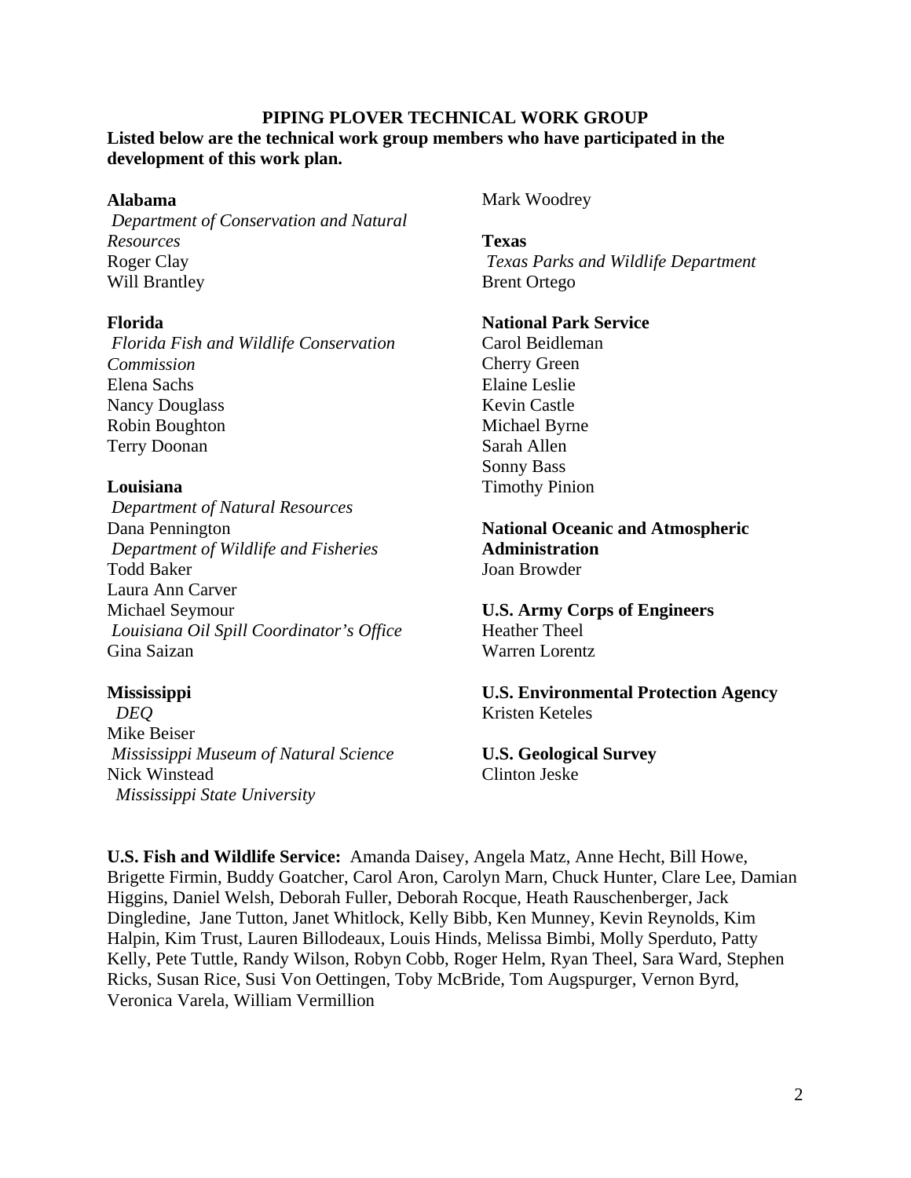# PIPING PLOVER TECHNICAL WORK GROUP

**Listed below are the technical work group members who have participated in the development of this work plan.**

**Alabama**
*Department of Conservation and Natural Resources*
Roger Clay
Will Brantley

**Florida**
*Florida Fish and Wildlife Conservation Commission*
Elena Sachs
Nancy Douglass
Robin Boughton
Terry Doonan

**Louisiana**
*Department of Natural Resources*
Dana Pennington
*Department of Wildlife and Fisheries*
Todd Baker
Laura Ann Carver
Michael Seymour
*Louisiana Oil Spill Coordinator's Office*
Gina Saizan

**Mississippi**
*DEQ*
Mike Beiser
*Mississippi Museum of Natural Science*
Nick Winstead
*Mississippi State University*
Mark Woodrey

**Texas**
*Texas Parks and Wildlife Department*
Brent Ortego

**National Park Service**
Carol Beidleman
Cherry Green
Elaine Leslie
Kevin Castle
Michael Byrne
Sarah Allen
Sonny Bass
Timothy Pinion

**National Oceanic and Atmospheric Administration**
Joan Browder

**U.S. Army Corps of Engineers**
Heather Theel
Warren Lorentz

**U.S. Environmental Protection Agency**
Kristen Keteles

**U.S. Geological Survey**
Clinton Jeske

**U.S. Fish and Wildlife Service:** Amanda Daisey, Angela Matz, Anne Hecht, Bill Howe, Brigette Firmin, Buddy Goatcher, Carol Aron, Carolyn Marn, Chuck Hunter, Clare Lee, Damian Higgins, Daniel Welsh, Deborah Fuller, Deborah Rocque, Heath Rauschenberger, Jack Dingledine, Jane Tutton, Janet Whitlock, Kelly Bibb, Ken Munney, Kevin Reynolds, Kim Halpin, Kim Trust, Lauren Billodeaux, Louis Hinds, Melissa Bimbi, Molly Sperduto, Patty Kelly, Pete Tuttle, Randy Wilson, Robyn Cobb, Roger Helm, Ryan Theel, Sara Ward, Stephen Ricks, Susan Rice, Susi Von Oettingen, Toby McBride, Tom Augspurger, Vernon Byrd, Veronica Varela, William Vermillion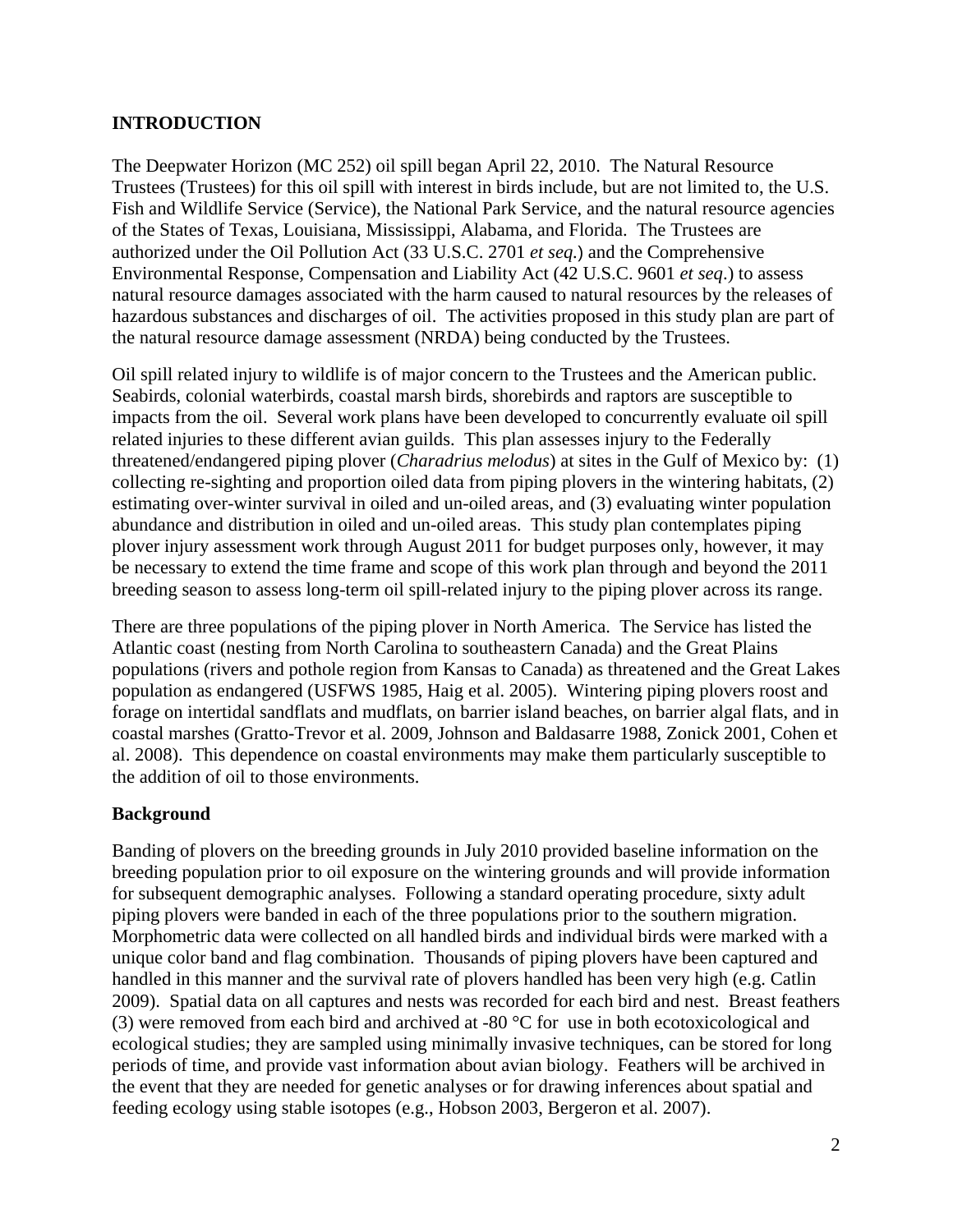## INTRODUCTION

The Deepwater Horizon (MC 252) oil spill began April 22, 2010. The Natural Resource Trustees (Trustees) for this oil spill with interest in birds include, but are not limited to, the U.S. Fish and Wildlife Service (Service), the National Park Service, and the natural resource agencies of the States of Texas, Louisiana, Mississippi, Alabama, and Florida. The Trustees are authorized under the Oil Pollution Act (33 U.S.C. 2701 *et seq.*) and the Comprehensive Environmental Response, Compensation and Liability Act (42 U.S.C. 9601 *et seq*.) to assess natural resource damages associated with the harm caused to natural resources by the releases of hazardous substances and discharges of oil. The activities proposed in this study plan are part of the natural resource damage assessment (NRDA) being conducted by the Trustees.

Oil spill related injury to wildlife is of major concern to the Trustees and the American public. Seabirds, colonial waterbirds, coastal marsh birds, shorebirds and raptors are susceptible to impacts from the oil. Several work plans have been developed to concurrently evaluate oil spill related injuries to these different avian guilds. This plan assesses injury to the Federally threatened/endangered piping plover (*Charadrius melodus*) at sites in the Gulf of Mexico by: (1) collecting re-sighting and proportion oiled data from piping plovers in the wintering habitats, (2) estimating over-winter survival in oiled and un-oiled areas, and (3) evaluating winter population abundance and distribution in oiled and un-oiled areas. This study plan contemplates piping plover injury assessment work through August 2011 for budget purposes only, however, it may be necessary to extend the time frame and scope of this work plan through and beyond the 2011 breeding season to assess long-term oil spill-related injury to the piping plover across its range.

There are three populations of the piping plover in North America. The Service has listed the Atlantic coast (nesting from North Carolina to southeastern Canada) and the Great Plains populations (rivers and pothole region from Kansas to Canada) as threatened and the Great Lakes population as endangered (USFWS 1985, Haig et al. 2005). Wintering piping plovers roost and forage on intertidal sandflats and mudflats, on barrier island beaches, on barrier algal flats, and in coastal marshes (Gratto-Trevor et al. 2009, Johnson and Baldasarre 1988, Zonick 2001, Cohen et al. 2008). This dependence on coastal environments may make them particularly susceptible to the addition of oil to those environments.

### Background

Banding of plovers on the breeding grounds in July 2010 provided baseline information on the breeding population prior to oil exposure on the wintering grounds and will provide information for subsequent demographic analyses. Following a standard operating procedure, sixty adult piping plovers were banded in each of the three populations prior to the southern migration. Morphometric data were collected on all handled birds and individual birds were marked with a unique color band and flag combination. Thousands of piping plovers have been captured and handled in this manner and the survival rate of plovers handled has been very high (e.g. Catlin 2009). Spatial data on all captures and nests was recorded for each bird and nest. Breast feathers (3) were removed from each bird and archived at -80 °C for use in both ecotoxicological and ecological studies; they are sampled using minimally invasive techniques, can be stored for long periods of time, and provide vast information about avian biology. Feathers will be archived in the event that they are needed for genetic analyses or for drawing inferences about spatial and feeding ecology using stable isotopes (e.g., Hobson 2003, Bergeron et al. 2007).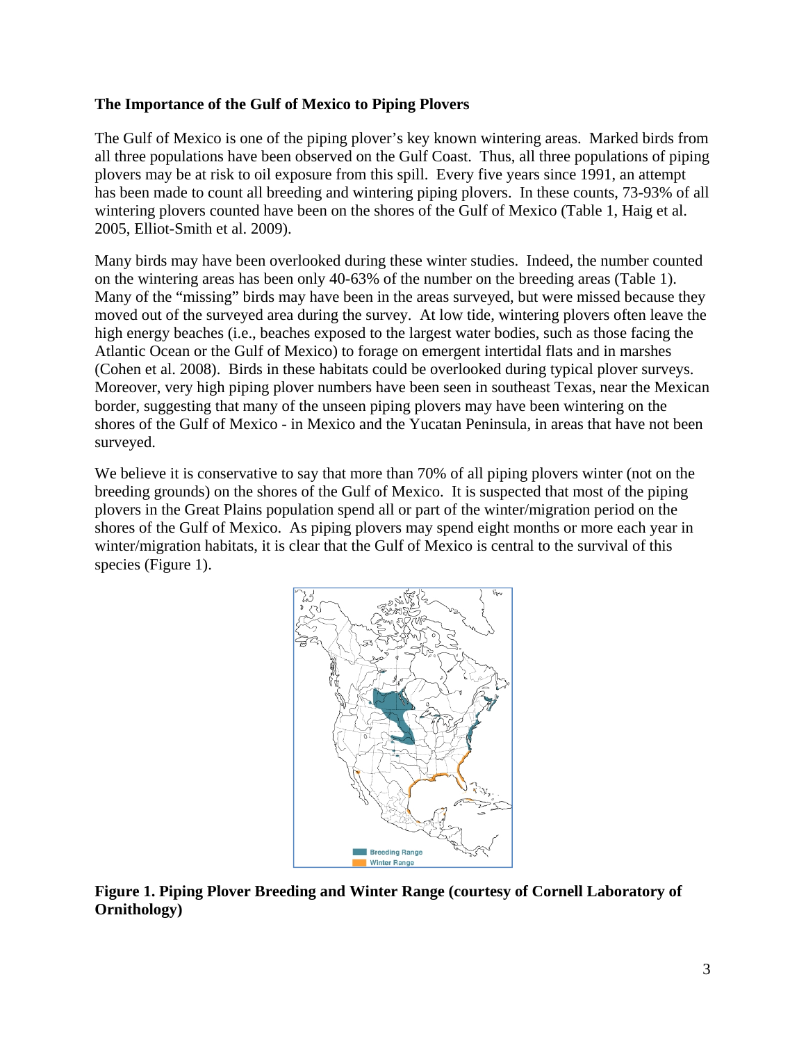**The Importance of the Gulf of Mexico to Piping Plovers**

The Gulf of Mexico is one of the piping plover's key known wintering areas. Marked birds from all three populations have been observed on the Gulf Coast. Thus, all three populations of piping plovers may be at risk to oil exposure from this spill. Every five years since 1991, an attempt has been made to count all breeding and wintering piping plovers. In these counts, 73-93% of all wintering plovers counted have been on the shores of the Gulf of Mexico (Table 1, Haig et al. 2005, Elliot-Smith et al. 2009).

Many birds may have been overlooked during these winter studies. Indeed, the number counted on the wintering areas has been only 40-63% of the number on the breeding areas (Table 1). Many of the "missing" birds may have been in the areas surveyed, but were missed because they moved out of the surveyed area during the survey. At low tide, wintering plovers often leave the high energy beaches (i.e., beaches exposed to the largest water bodies, such as those facing the Atlantic Ocean or the Gulf of Mexico) to forage on emergent intertidal flats and in marshes (Cohen et al. 2008). Birds in these habitats could be overlooked during typical plover surveys. Moreover, very high piping plover numbers have been seen in southeast Texas, near the Mexican border, suggesting that many of the unseen piping plovers may have been wintering on the shores of the Gulf of Mexico - in Mexico and the Yucatan Peninsula, in areas that have not been surveyed.

We believe it is conservative to say that more than 70% of all piping plovers winter (not on the breeding grounds) on the shores of the Gulf of Mexico. It is suspected that most of the piping plovers in the Great Plains population spend all or part of the winter/migration period on the shores of the Gulf of Mexico. As piping plovers may spend eight months or more each year in winter/migration habitats, it is clear that the Gulf of Mexico is central to the survival of this species (Figure 1).

**Figure 1. Piping Plover Breeding and Winter Range (courtesy of Cornell Laboratory of Ornithology)**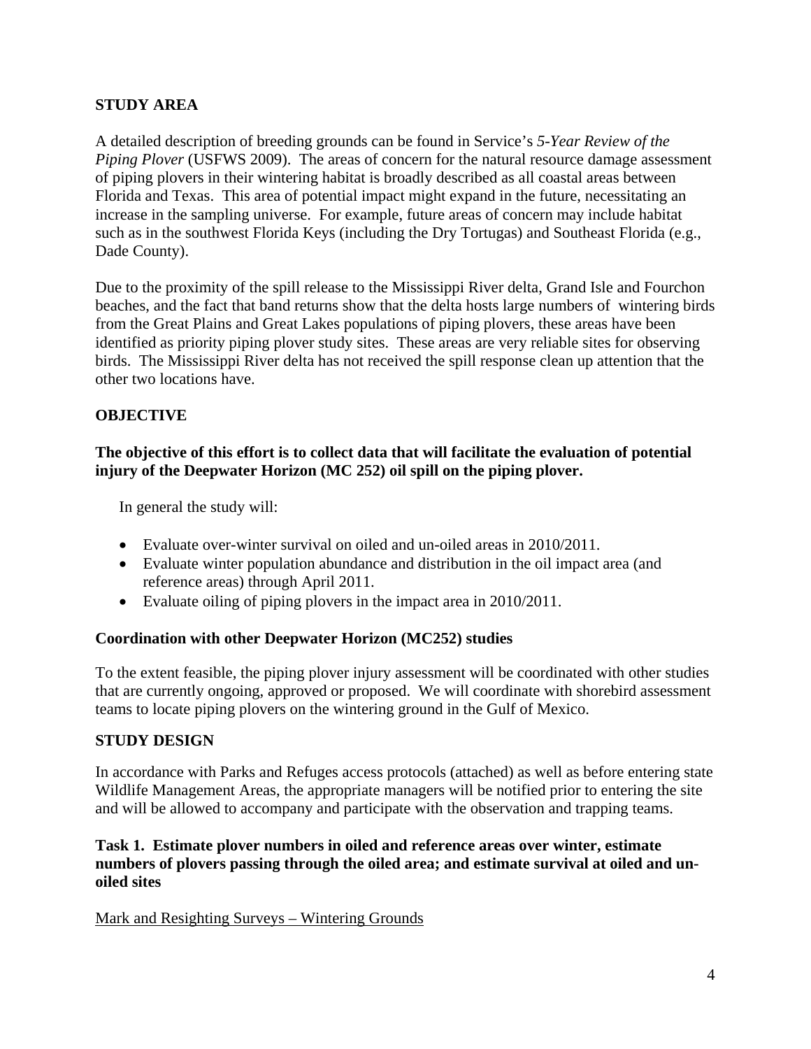## STUDY AREA

A detailed description of breeding grounds can be found in Service's *5-Year Review of the Piping Plover* (USFWS 2009). The areas of concern for the natural resource damage assessment of piping plovers in their wintering habitat is broadly described as all coastal areas between Florida and Texas. This area of potential impact might expand in the future, necessitating an increase in the sampling universe. For example, future areas of concern may include habitat such as in the southwest Florida Keys (including the Dry Tortugas) and Southeast Florida (e.g., Dade County).

Due to the proximity of the spill release to the Mississippi River delta, Grand Isle and Fourchon beaches, and the fact that band returns show that the delta hosts large numbers of wintering birds from the Great Plains and Great Lakes populations of piping plovers, these areas have been identified as priority piping plover study sites. These areas are very reliable sites for observing birds. The Mississippi River delta has not received the spill response clean up attention that the other two locations have.

## OBJECTIVE

**The objective of this effort is to collect data that will facilitate the evaluation of potential injury of the Deepwater Horizon (MC 252) oil spill on the piping plover.**

In general the study will:

- Evaluate over-winter survival on oiled and un-oiled areas in 2010/2011.
- Evaluate winter population abundance and distribution in the oil impact area (and reference areas) through April 2011.
- Evaluate oiling of piping plovers in the impact area in 2010/2011.

### Coordination with other Deepwater Horizon (MC252) studies

To the extent feasible, the piping plover injury assessment will be coordinated with other studies that are currently ongoing, approved or proposed. We will coordinate with shorebird assessment teams to locate piping plovers on the wintering ground in the Gulf of Mexico.

## STUDY DESIGN

In accordance with Parks and Refuges access protocols (attached) as well as before entering state Wildlife Management Areas, the appropriate managers will be notified prior to entering the site and will be allowed to accompany and participate with the observation and trapping teams.

### Task 1. Estimate plover numbers in oiled and reference areas over winter, estimate numbers of plovers passing through the oiled area; and estimate survival at oiled and un-oiled sites

<u>Mark and Resighting Surveys – Wintering Grounds</u>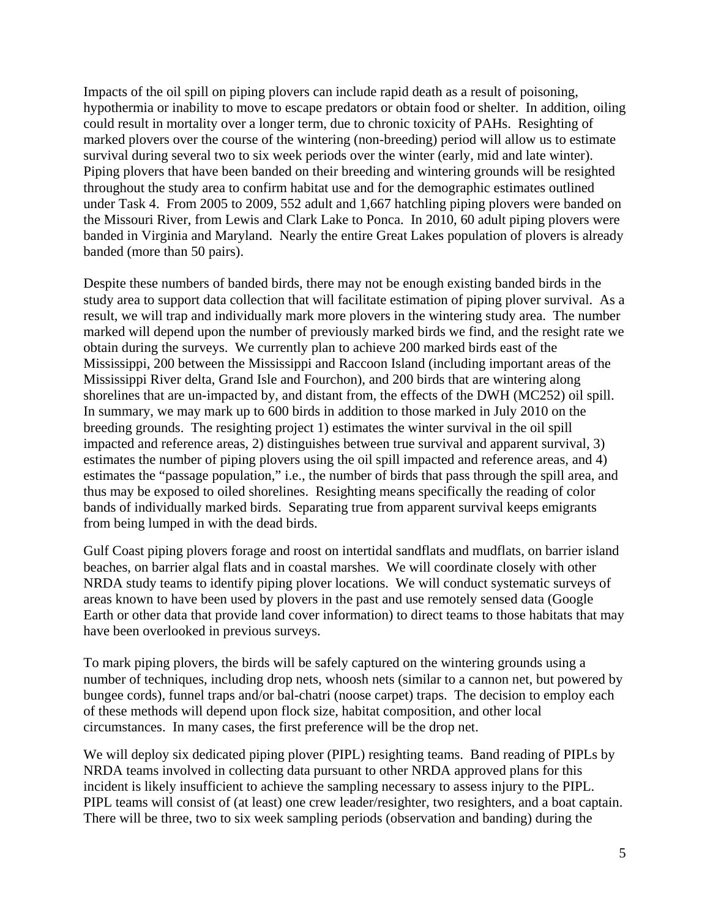Impacts of the oil spill on piping plovers can include rapid death as a result of poisoning, hypothermia or inability to move to escape predators or obtain food or shelter. In addition, oiling could result in mortality over a longer term, due to chronic toxicity of PAHs. Resighting of marked plovers over the course of the wintering (non-breeding) period will allow us to estimate survival during several two to six week periods over the winter (early, mid and late winter). Piping plovers that have been banded on their breeding and wintering grounds will be resighted throughout the study area to confirm habitat use and for the demographic estimates outlined under Task 4. From 2005 to 2009, 552 adult and 1,667 hatchling piping plovers were banded on the Missouri River, from Lewis and Clark Lake to Ponca. In 2010, 60 adult piping plovers were banded in Virginia and Maryland. Nearly the entire Great Lakes population of plovers is already banded (more than 50 pairs).

Despite these numbers of banded birds, there may not be enough existing banded birds in the study area to support data collection that will facilitate estimation of piping plover survival. As a result, we will trap and individually mark more plovers in the wintering study area. The number marked will depend upon the number of previously marked birds we find, and the resight rate we obtain during the surveys. We currently plan to achieve 200 marked birds east of the Mississippi, 200 between the Mississippi and Raccoon Island (including important areas of the Mississippi River delta, Grand Isle and Fourchon), and 200 birds that are wintering along shorelines that are un-impacted by, and distant from, the effects of the DWH (MC252) oil spill. In summary, we may mark up to 600 birds in addition to those marked in July 2010 on the breeding grounds. The resighting project 1) estimates the winter survival in the oil spill impacted and reference areas, 2) distinguishes between true survival and apparent survival, 3) estimates the number of piping plovers using the oil spill impacted and reference areas, and 4) estimates the "passage population," i.e., the number of birds that pass through the spill area, and thus may be exposed to oiled shorelines. Resighting means specifically the reading of color bands of individually marked birds. Separating true from apparent survival keeps emigrants from being lumped in with the dead birds.

Gulf Coast piping plovers forage and roost on intertidal sandflats and mudflats, on barrier island beaches, on barrier algal flats and in coastal marshes. We will coordinate closely with other NRDA study teams to identify piping plover locations. We will conduct systematic surveys of areas known to have been used by plovers in the past and use remotely sensed data (Google Earth or other data that provide land cover information) to direct teams to those habitats that may have been overlooked in previous surveys.

To mark piping plovers, the birds will be safely captured on the wintering grounds using a number of techniques, including drop nets, whoosh nets (similar to a cannon net, but powered by bungee cords), funnel traps and/or bal-chatri (noose carpet) traps. The decision to employ each of these methods will depend upon flock size, habitat composition, and other local circumstances. In many cases, the first preference will be the drop net.

We will deploy six dedicated piping plover (PIPL) resighting teams. Band reading of PIPLs by NRDA teams involved in collecting data pursuant to other NRDA approved plans for this incident is likely insufficient to achieve the sampling necessary to assess injury to the PIPL. PIPL teams will consist of (at least) one crew leader/resighter, two resighters, and a boat captain. There will be three, two to six week sampling periods (observation and banding) during the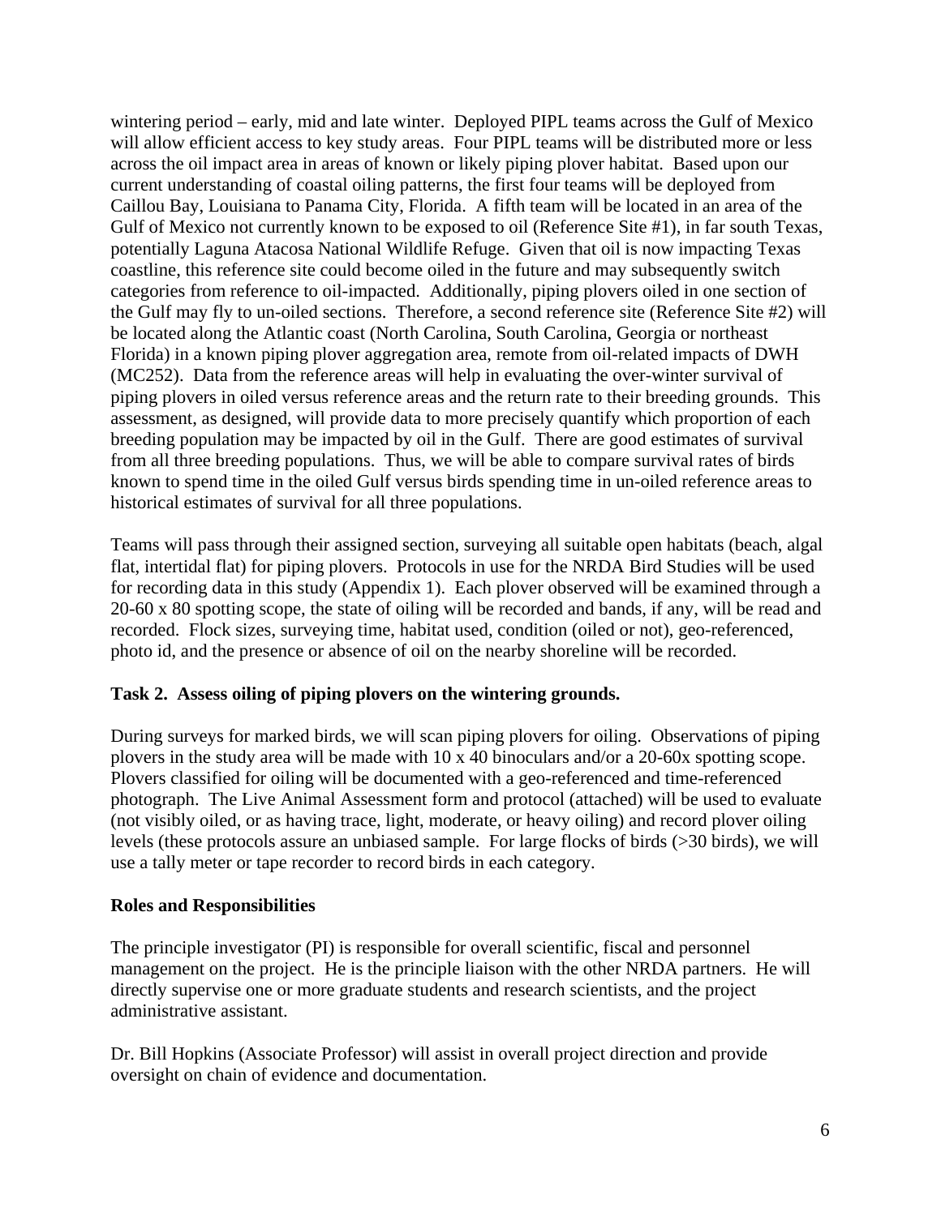wintering period – early, mid and late winter. Deployed PIPL teams across the Gulf of Mexico will allow efficient access to key study areas. Four PIPL teams will be distributed more or less across the oil impact area in areas of known or likely piping plover habitat. Based upon our current understanding of coastal oiling patterns, the first four teams will be deployed from Caillou Bay, Louisiana to Panama City, Florida. A fifth team will be located in an area of the Gulf of Mexico not currently known to be exposed to oil (Reference Site #1), in far south Texas, potentially Laguna Atacosa National Wildlife Refuge. Given that oil is now impacting Texas coastline, this reference site could become oiled in the future and may subsequently switch categories from reference to oil-impacted. Additionally, piping plovers oiled in one section of the Gulf may fly to un-oiled sections. Therefore, a second reference site (Reference Site #2) will be located along the Atlantic coast (North Carolina, South Carolina, Georgia or northeast Florida) in a known piping plover aggregation area, remote from oil-related impacts of DWH (MC252). Data from the reference areas will help in evaluating the over-winter survival of piping plovers in oiled versus reference areas and the return rate to their breeding grounds. This assessment, as designed, will provide data to more precisely quantify which proportion of each breeding population may be impacted by oil in the Gulf. There are good estimates of survival from all three breeding populations. Thus, we will be able to compare survival rates of birds known to spend time in the oiled Gulf versus birds spending time in un-oiled reference areas to historical estimates of survival for all three populations.

Teams will pass through their assigned section, surveying all suitable open habitats (beach, algal flat, intertidal flat) for piping plovers. Protocols in use for the NRDA Bird Studies will be used for recording data in this study (Appendix 1). Each plover observed will be examined through a 20-60 x 80 spotting scope, the state of oiling will be recorded and bands, if any, will be read and recorded. Flock sizes, surveying time, habitat used, condition (oiled or not), geo-referenced, photo id, and the presence or absence of oil on the nearby shoreline will be recorded.

**Task 2. Assess oiling of piping plovers on the wintering grounds.**

During surveys for marked birds, we will scan piping plovers for oiling. Observations of piping plovers in the study area will be made with 10 x 40 binoculars and/or a 20-60x spotting scope. Plovers classified for oiling will be documented with a geo-referenced and time-referenced photograph. The Live Animal Assessment form and protocol (attached) will be used to evaluate (not visibly oiled, or as having trace, light, moderate, or heavy oiling) and record plover oiling levels (these protocols assure an unbiased sample. For large flocks of birds (>30 birds), we will use a tally meter or tape recorder to record birds in each category.

**Roles and Responsibilities**

The principle investigator (PI) is responsible for overall scientific, fiscal and personnel management on the project. He is the principle liaison with the other NRDA partners. He will directly supervise one or more graduate students and research scientists, and the project administrative assistant.

Dr. Bill Hopkins (Associate Professor) will assist in overall project direction and provide oversight on chain of evidence and documentation.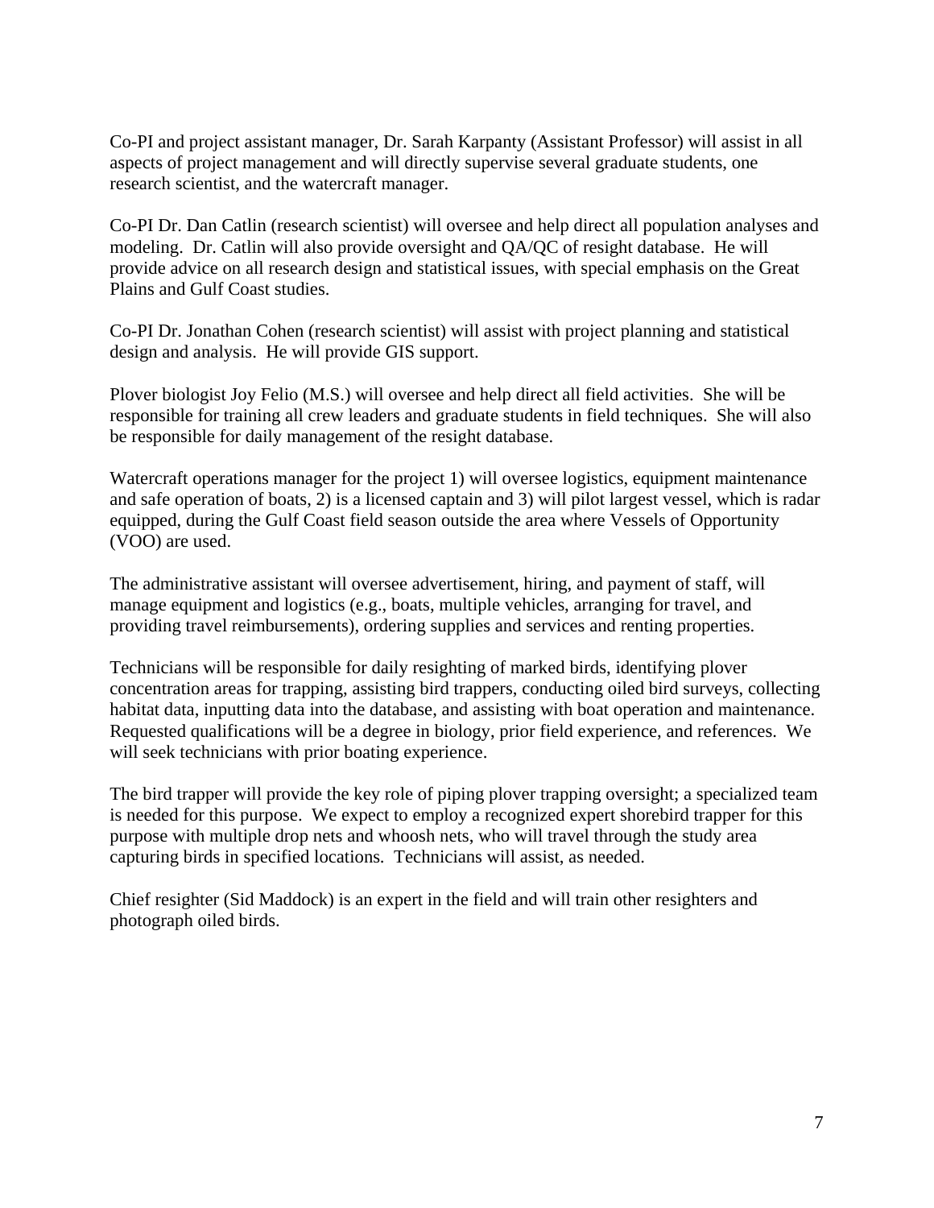Co-PI and project assistant manager, Dr. Sarah Karpanty (Assistant Professor) will assist in all aspects of project management and will directly supervise several graduate students, one research scientist, and the watercraft manager.

Co-PI Dr. Dan Catlin (research scientist) will oversee and help direct all population analyses and modeling. Dr. Catlin will also provide oversight and QA/QC of resight database. He will provide advice on all research design and statistical issues, with special emphasis on the Great Plains and Gulf Coast studies.

Co-PI Dr. Jonathan Cohen (research scientist) will assist with project planning and statistical design and analysis. He will provide GIS support.

Plover biologist Joy Felio (M.S.) will oversee and help direct all field activities. She will be responsible for training all crew leaders and graduate students in field techniques. She will also be responsible for daily management of the resight database.

Watercraft operations manager for the project 1) will oversee logistics, equipment maintenance and safe operation of boats, 2) is a licensed captain and 3) will pilot largest vessel, which is radar equipped, during the Gulf Coast field season outside the area where Vessels of Opportunity (VOO) are used.

The administrative assistant will oversee advertisement, hiring, and payment of staff, will manage equipment and logistics (e.g., boats, multiple vehicles, arranging for travel, and providing travel reimbursements), ordering supplies and services and renting properties.

Technicians will be responsible for daily resighting of marked birds, identifying plover concentration areas for trapping, assisting bird trappers, conducting oiled bird surveys, collecting habitat data, inputting data into the database, and assisting with boat operation and maintenance. Requested qualifications will be a degree in biology, prior field experience, and references. We will seek technicians with prior boating experience.

The bird trapper will provide the key role of piping plover trapping oversight; a specialized team is needed for this purpose. We expect to employ a recognized expert shorebird trapper for this purpose with multiple drop nets and whoosh nets, who will travel through the study area capturing birds in specified locations. Technicians will assist, as needed.

Chief resighter (Sid Maddock) is an expert in the field and will train other resighters and photograph oiled birds.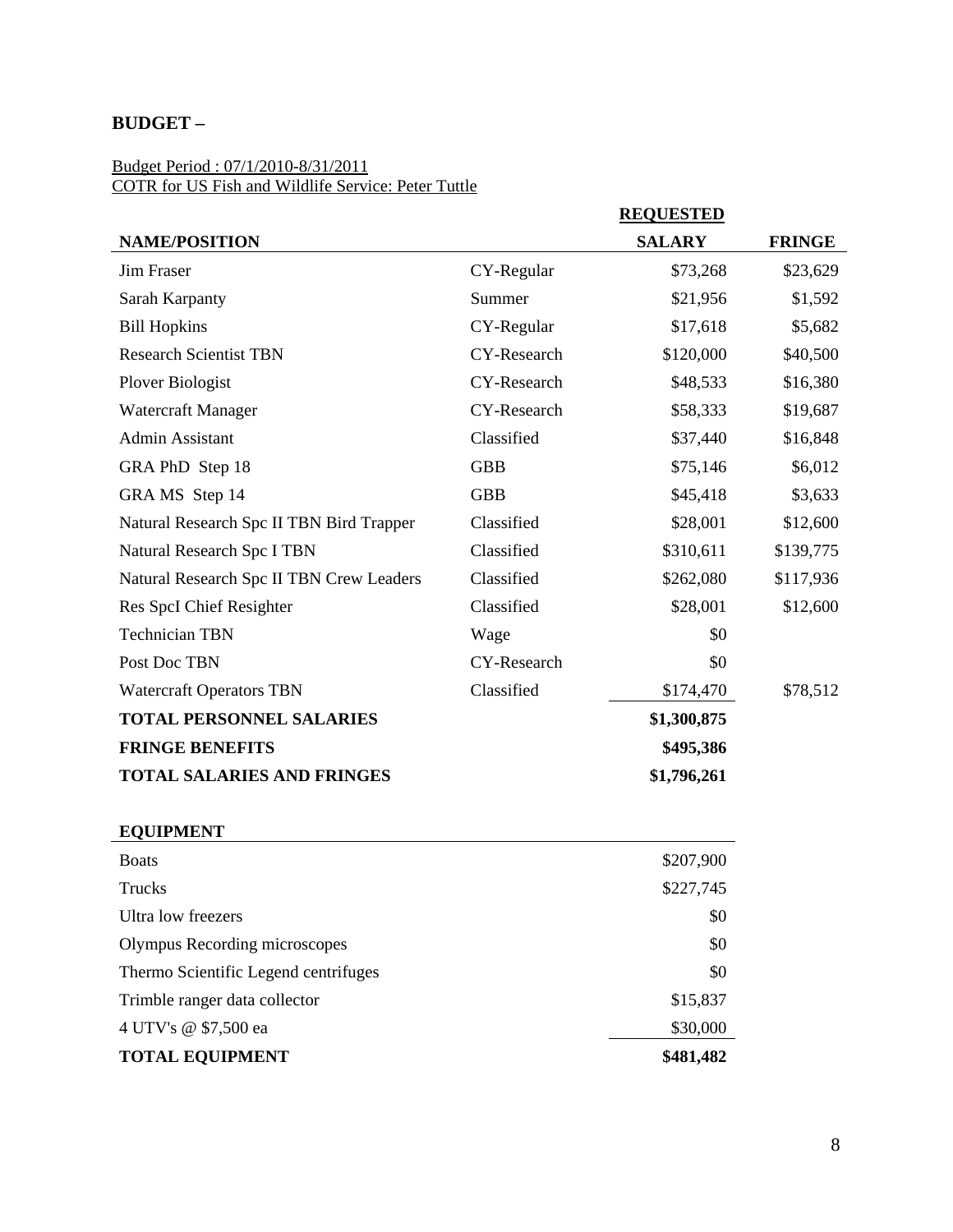## BUDGET –

Budget Period : 07/1/2010-8/31/2011
COTR for US Fish and Wildlife Service: Peter Tuttle

| NAME/POSITION | | REQUESTED SALARY | FRINGE |
|---|---|---|---|
| Jim Fraser | CY-Regular | $73,268 | $23,629 |
| Sarah Karpanty | Summer | $21,956 | $1,592 |
| Bill Hopkins | CY-Regular | $17,618 | $5,682 |
| Research Scientist TBN | CY-Research | $120,000 | $40,500 |
| Plover Biologist | CY-Research | $48,533 | $16,380 |
| Watercraft Manager | CY-Research | $58,333 | $19,687 |
| Admin Assistant | Classified | $37,440 | $16,848 |
| GRA PhD Step 18 | GBB | $75,146 | $6,012 |
| GRA MS Step 14 | GBB | $45,418 | $3,633 |
| Natural Research Spc II TBN Bird Trapper | Classified | $28,001 | $12,600 |
| Natural Research Spc I TBN | Classified | $310,611 | $139,775 |
| Natural Research Spc II TBN Crew Leaders | Classified | $262,080 | $117,936 |
| Res SpcI Chief Resighter | Classified | $28,001 | $12,600 |
| Technician TBN | Wage | $0 | |
| Post Doc TBN | CY-Research | $0 | |
| Watercraft Operators TBN | Classified | $174,470 | $78,512 |
| **TOTAL PERSONNEL SALARIES** | | **$1,300,875** | |
| **FRINGE BENEFITS** | | **$495,386** | |
| **TOTAL SALARIES AND FRINGES** | | **$1,796,261** | |

| **EQUIPMENT** | |
|---|---|
| Boats | $207,900 |
| Trucks | $227,745 |
| Ultra low freezers | $0 |
| Olympus Recording microscopes | $0 |
| Thermo Scientific Legend centrifuges | $0 |
| Trimble ranger data collector | $15,837 |
| 4 UTV's @ $7,500 ea | $30,000 |
| **TOTAL EQUIPMENT** | **$481,482** |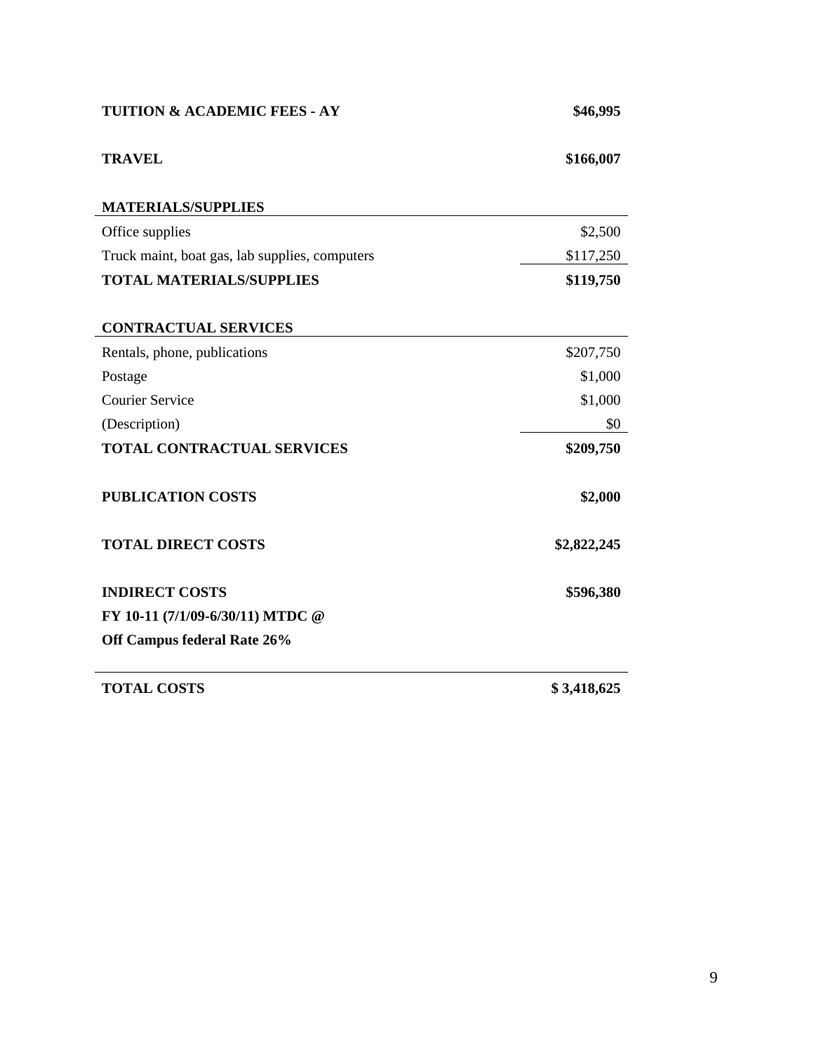| | |
|---|---|
| **TUITION & ACADEMIC FEES - AY** | **$46,995** |
| **TRAVEL** | **$166,007** |
| **MATERIALS/SUPPLIES** | |
| Office supplies | $2,500 |
| Truck maint, boat gas, lab supplies, computers | $117,250 |
| **TOTAL MATERIALS/SUPPLIES** | **$119,750** |
| **CONTRACTUAL SERVICES** | |
| Rentals, phone, publications | $207,750 |
| Postage | $1,000 |
| Courier Service | $1,000 |
| (Description) | $0 |
| **TOTAL CONTRACTUAL SERVICES** | **$209,750** |
| **PUBLICATION COSTS** | **$2,000** |
| **TOTAL DIRECT COSTS** | **$2,822,245** |
| **INDIRECT COSTS** | **$596,380** |
| **FY 10-11 (7/1/09-6/30/11) MTDC @** | |
| **Off Campus federal Rate 26%** | |
| **TOTAL COSTS** | **$ 3,418,625** |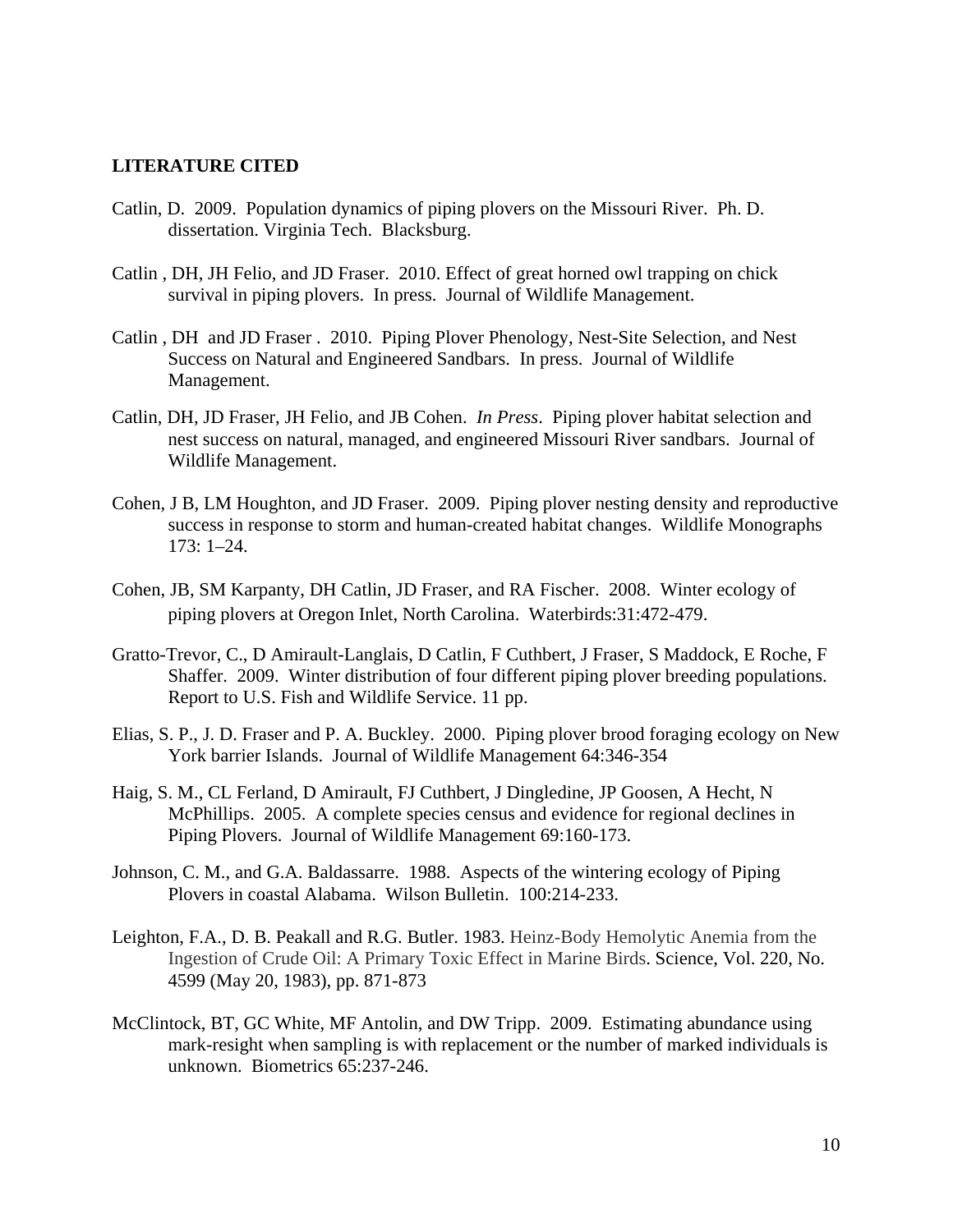**LITERATURE CITED**

Catlin, D. 2009. Population dynamics of piping plovers on the Missouri River. Ph. D. dissertation. Virginia Tech. Blacksburg.

Catlin , DH, JH Felio, and JD Fraser. 2010. Effect of great horned owl trapping on chick survival in piping plovers. In press. Journal of Wildlife Management.

Catlin , DH and JD Fraser . 2010. Piping Plover Phenology, Nest-Site Selection, and Nest Success on Natural and Engineered Sandbars. In press. Journal of Wildlife Management.

Catlin, DH, JD Fraser, JH Felio, and JB Cohen. *In Press*. Piping plover habitat selection and nest success on natural, managed, and engineered Missouri River sandbars. Journal of Wildlife Management.

Cohen, J B, LM Houghton, and JD Fraser. 2009. Piping plover nesting density and reproductive success in response to storm and human-created habitat changes. Wildlife Monographs 173: 1–24.

Cohen, JB, SM Karpanty, DH Catlin, JD Fraser, and RA Fischer. 2008. Winter ecology of piping plovers at Oregon Inlet, North Carolina. Waterbirds:31:472-479.

Gratto-Trevor, C., D Amirault-Langlais, D Catlin, F Cuthbert, J Fraser, S Maddock, E Roche, F Shaffer. 2009. Winter distribution of four different piping plover breeding populations. Report to U.S. Fish and Wildlife Service. 11 pp.

Elias, S. P., J. D. Fraser and P. A. Buckley. 2000. Piping plover brood foraging ecology on New York barrier Islands. Journal of Wildlife Management 64:346-354

Haig, S. M., CL Ferland, D Amirault, FJ Cuthbert, J Dingledine, JP Goosen, A Hecht, N McPhillips. 2005. A complete species census and evidence for regional declines in Piping Plovers. Journal of Wildlife Management 69:160-173.

Johnson, C. M., and G.A. Baldassarre. 1988. Aspects of the wintering ecology of Piping Plovers in coastal Alabama. Wilson Bulletin. 100:214-233.

Leighton, F.A., D. B. Peakall and R.G. Butler. 1983. Heinz-Body Hemolytic Anemia from the Ingestion of Crude Oil: A Primary Toxic Effect in Marine Birds. Science, Vol. 220, No. 4599 (May 20, 1983), pp. 871-873

McClintock, BT, GC White, MF Antolin, and DW Tripp. 2009. Estimating abundance using mark-resight when sampling is with replacement or the number of marked individuals is unknown. Biometrics 65:237-246.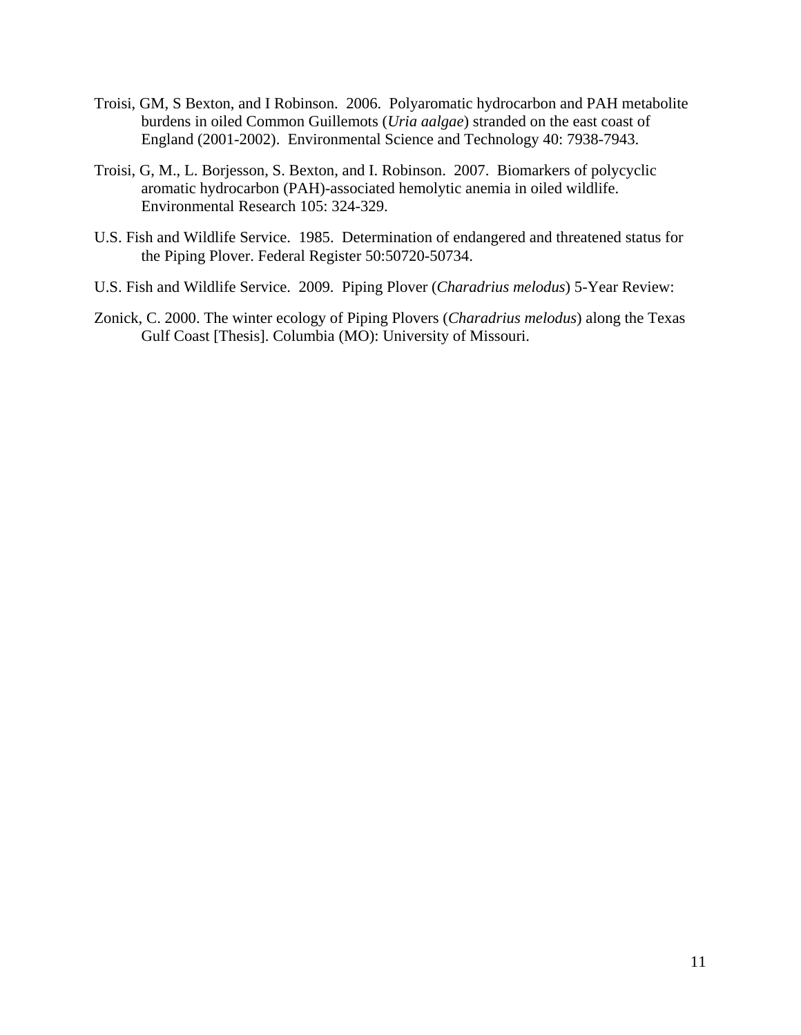Troisi, GM, S Bexton, and I Robinson. 2006. Polyaromatic hydrocarbon and PAH metabolite burdens in oiled Common Guillemots (*Uria aalgae*) stranded on the east coast of England (2001-2002). Environmental Science and Technology 40: 7938-7943.

Troisi, G, M., L. Borjesson, S. Bexton, and I. Robinson. 2007. Biomarkers of polycyclic aromatic hydrocarbon (PAH)-associated hemolytic anemia in oiled wildlife. Environmental Research 105: 324-329.

U.S. Fish and Wildlife Service. 1985. Determination of endangered and threatened status for the Piping Plover. Federal Register 50:50720-50734.

U.S. Fish and Wildlife Service. 2009. Piping Plover (*Charadrius melodus*) 5-Year Review:

Zonick, C. 2000. The winter ecology of Piping Plovers (*Charadrius melodus*) along the Texas Gulf Coast [Thesis]. Columbia (MO): University of Missouri.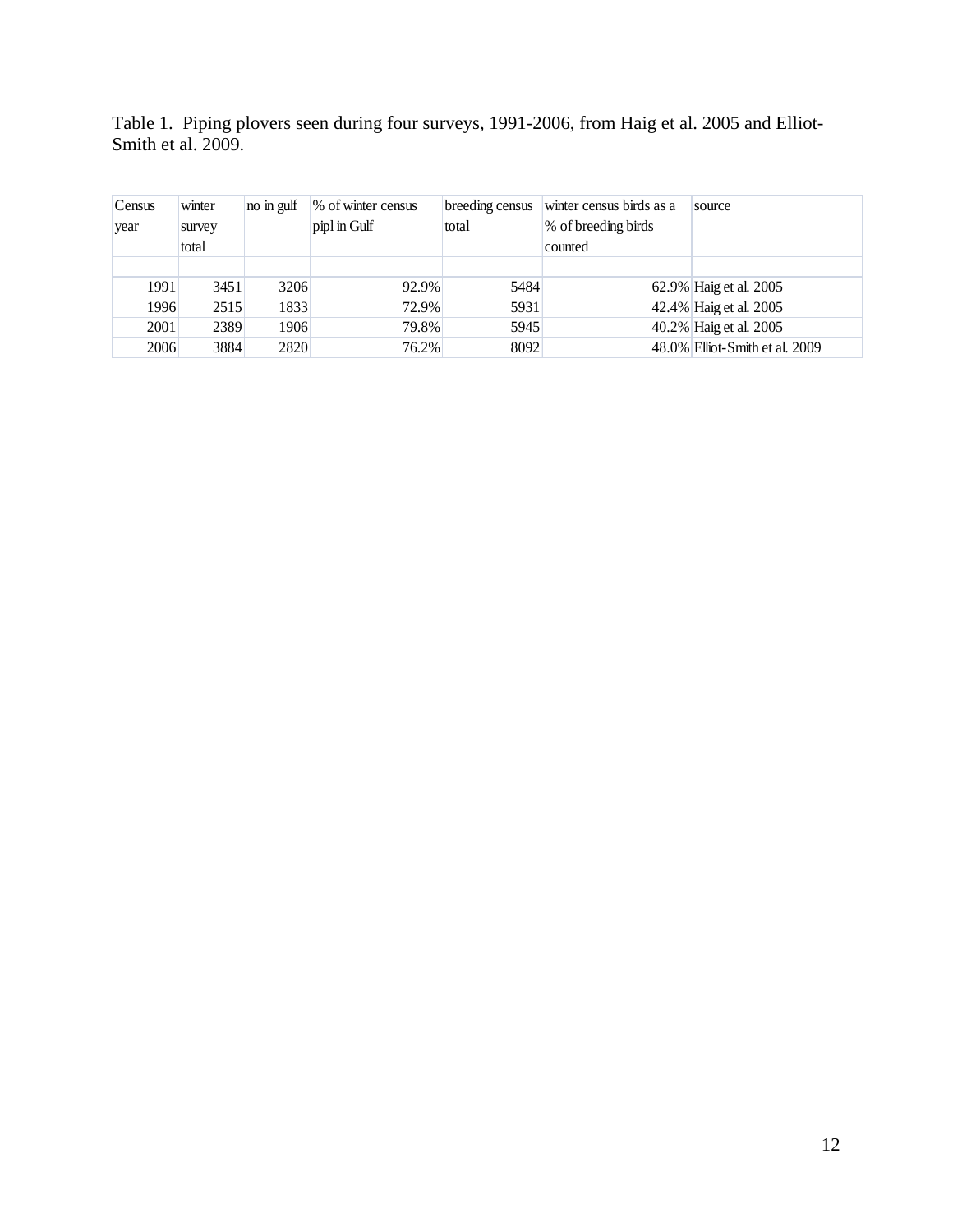Table 1. Piping plovers seen during four surveys, 1991-2006, from Haig et al. 2005 and Elliot-Smith et al. 2009.

| Census year | winter survey total | no in gulf | % of winter census pipl in Gulf | breeding census total | winter census birds as a % of breeding birds counted | source |
|---|---|---|---|---|---|---|
| 1991 | 3451 | 3206 | 92.9% | 5484 | 62.9% | Haig et al. 2005 |
| 1996 | 2515 | 1833 | 72.9% | 5931 | 42.4% | Haig et al. 2005 |
| 2001 | 2389 | 1906 | 79.8% | 5945 | 40.2% | Haig et al. 2005 |
| 2006 | 3884 | 2820 | 76.2% | 8092 | 48.0% | Elliot-Smith et al. 2009 |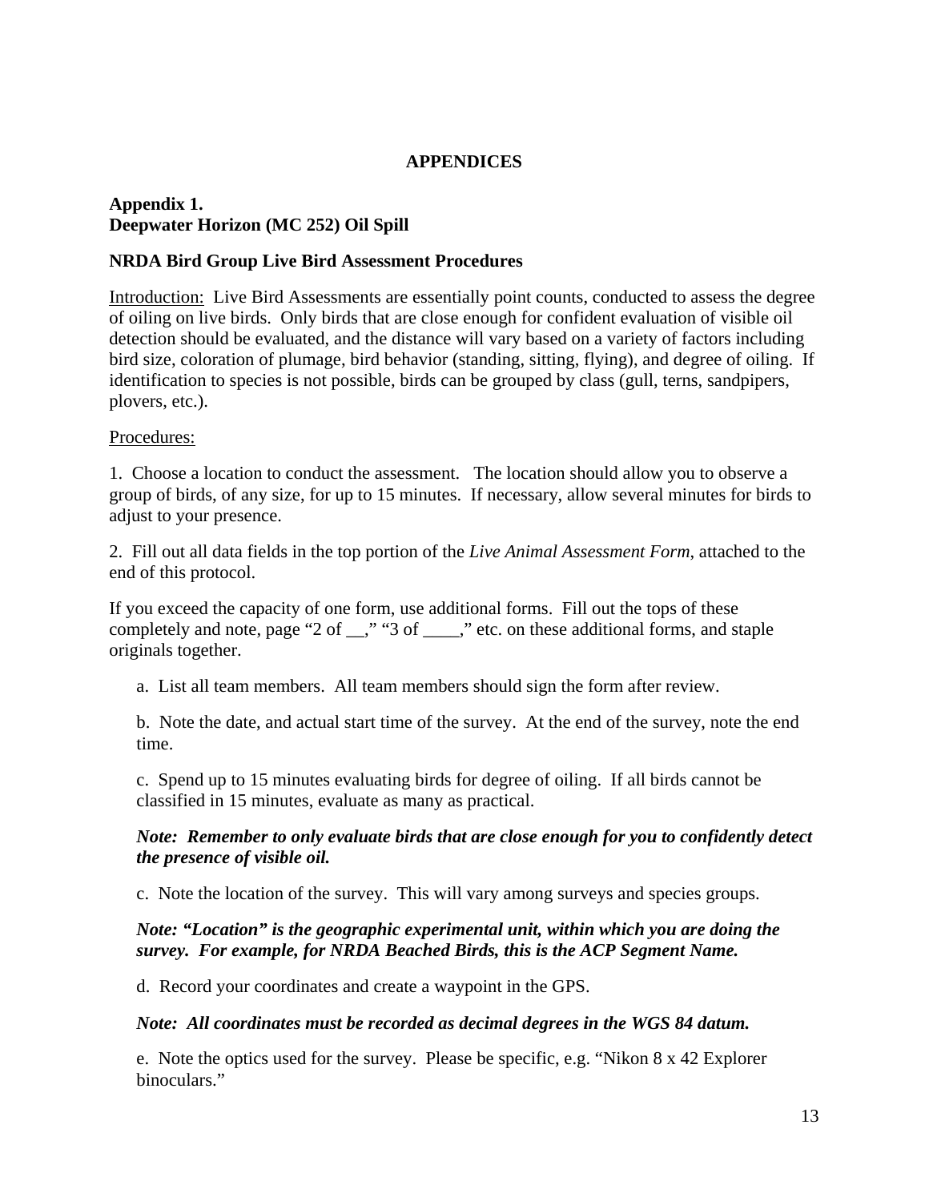# APPENDICES

## Appendix 1.
## Deepwater Horizon (MC 252) Oil Spill

### NRDA Bird Group Live Bird Assessment Procedures

Introduction: Live Bird Assessments are essentially point counts, conducted to assess the degree of oiling on live birds. Only birds that are close enough for confident evaluation of visible oil detection should be evaluated, and the distance will vary based on a variety of factors including bird size, coloration of plumage, bird behavior (standing, sitting, flying), and degree of oiling. If identification to species is not possible, birds can be grouped by class (gull, terns, sandpipers, plovers, etc.).

Procedures:

1. Choose a location to conduct the assessment. The location should allow you to observe a group of birds, of any size, for up to 15 minutes. If necessary, allow several minutes for birds to adjust to your presence.

2. Fill out all data fields in the top portion of the *Live Animal Assessment Form*, attached to the end of this protocol.

If you exceed the capacity of one form, use additional forms. Fill out the tops of these completely and note, page "2 of __," "3 of ____," etc. on these additional forms, and staple originals together.

a. List all team members. All team members should sign the form after review.

b. Note the date, and actual start time of the survey. At the end of the survey, note the end time.

c. Spend up to 15 minutes evaluating birds for degree of oiling. If all birds cannot be classified in 15 minutes, evaluate as many as practical.

***Note: Remember to only evaluate birds that are close enough for you to confidently detect the presence of visible oil.***

c. Note the location of the survey. This will vary among surveys and species groups.

***Note: "Location" is the geographic experimental unit, within which you are doing the survey. For example, for NRDA Beached Birds, this is the ACP Segment Name.***

d. Record your coordinates and create a waypoint in the GPS.

***Note: All coordinates must be recorded as decimal degrees in the WGS 84 datum.***

e. Note the optics used for the survey. Please be specific, e.g. "Nikon 8 x 42 Explorer binoculars."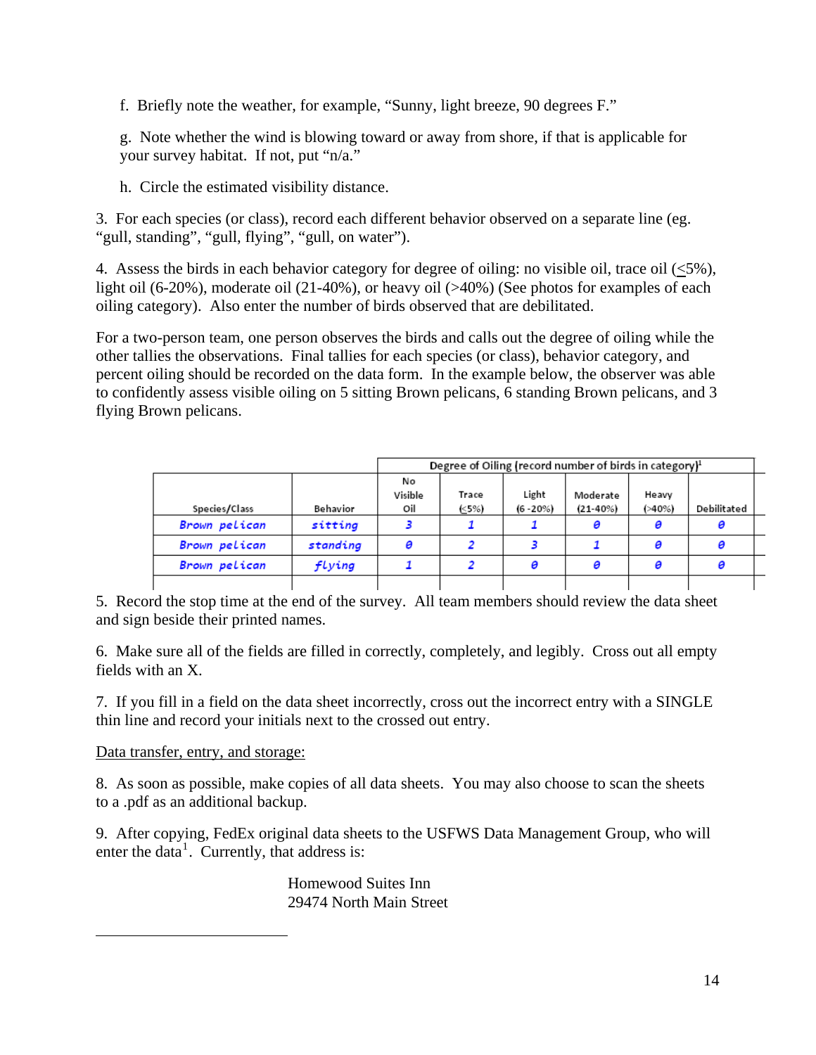f. Briefly note the weather, for example, "Sunny, light breeze, 90 degrees F."

g. Note whether the wind is blowing toward or away from shore, if that is applicable for your survey habitat. If not, put "n/a."

h. Circle the estimated visibility distance.

3. For each species (or class), record each different behavior observed on a separate line (eg. "gull, standing", "gull, flying", "gull, on water").

4. Assess the birds in each behavior category for degree of oiling: no visible oil, trace oil (≤5%), light oil (6-20%), moderate oil (21-40%), or heavy oil (>40%) (See photos for examples of each oiling category). Also enter the number of birds observed that are debilitated.

For a two-person team, one person observes the birds and calls out the degree of oiling while the other tallies the observations. Final tallies for each species (or class), behavior category, and percent oiling should be recorded on the data form. In the example below, the observer was able to confidently assess visible oiling on 5 sitting Brown pelicans, 6 standing Brown pelicans, and 3 flying Brown pelicans.

| | | Degree of Oiling (record number of birds in category)[1] | | | | | |
|---|---|---|---|---|---|---|---|
| Species/Class | Behavior | No Visible Oil | Trace (≤5%) | Light (6-20%) | Moderate (21-40%) | Heavy (>40%) | Debilitated |
| Brown pelican | sitting | 3 | 1 | 1 | 0 | 0 | 0 |
| Brown pelican | standing | 0 | 2 | 3 | 1 | 0 | 0 |
| Brown pelican | flying | 1 | 2 | 0 | 0 | 0 | 0 |
| | | | | | | | |

5. Record the stop time at the end of the survey. All team members should review the data sheet and sign beside their printed names.

6. Make sure all of the fields are filled in correctly, completely, and legibly. Cross out all empty fields with an X.

7. If you fill in a field on the data sheet incorrectly, cross out the incorrect entry with a SINGLE thin line and record your initials next to the crossed out entry.

<u>Data transfer, entry, and storage:</u>

8. As soon as possible, make copies of all data sheets. You may also choose to scan the sheets to a .pdf as an additional backup.

9. After copying, FedEx original data sheets to the USFWS Data Management Group, who will enter the data[1]. Currently, that address is:

Homewood Suites Inn
29474 North Main Street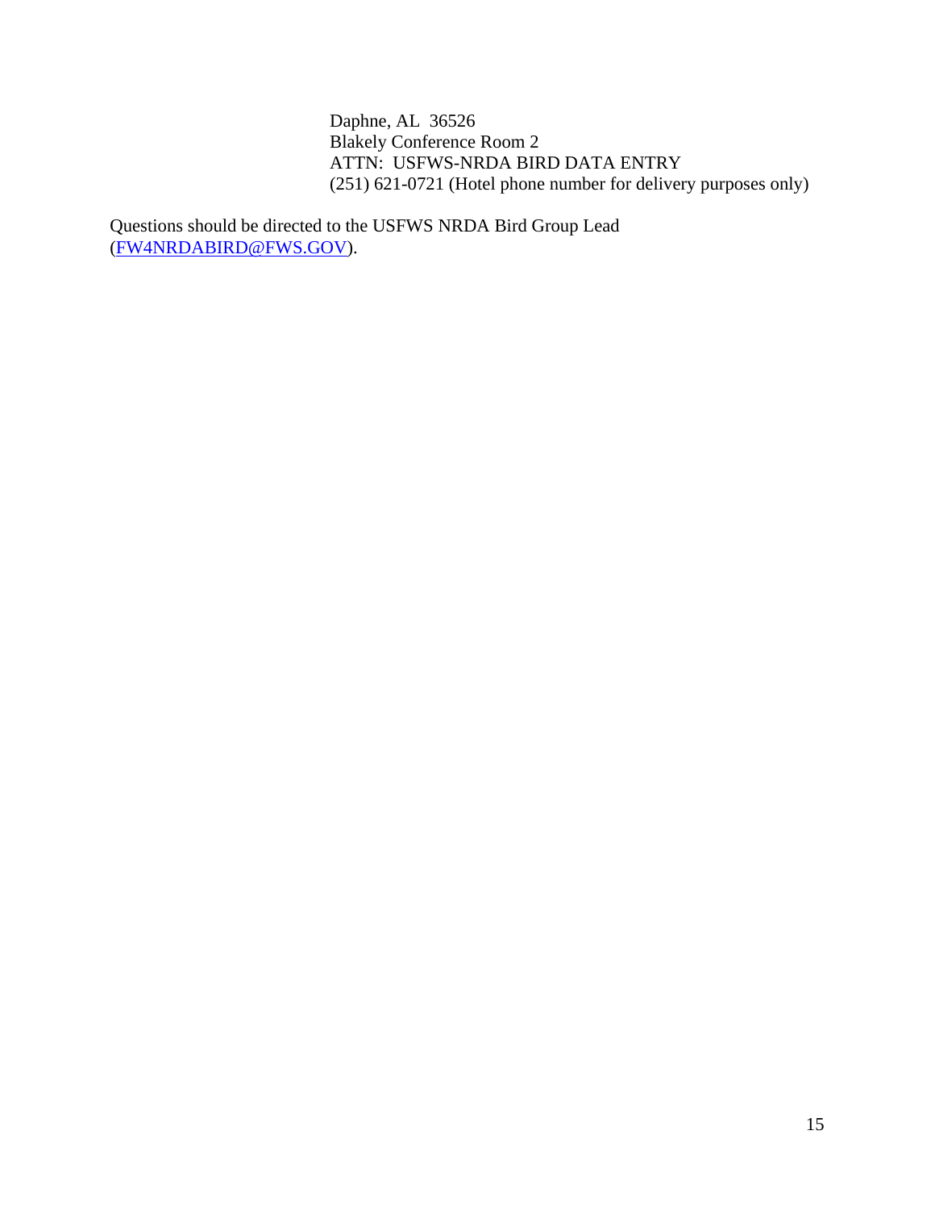Daphne, AL 36526
Blakely Conference Room 2
ATTN: USFWS-NRDA BIRD DATA ENTRY
(251) 621-0721 (Hotel phone number for delivery purposes only)

Questions should be directed to the USFWS NRDA Bird Group Lead (FW4NRDABIRD@FWS.GOV).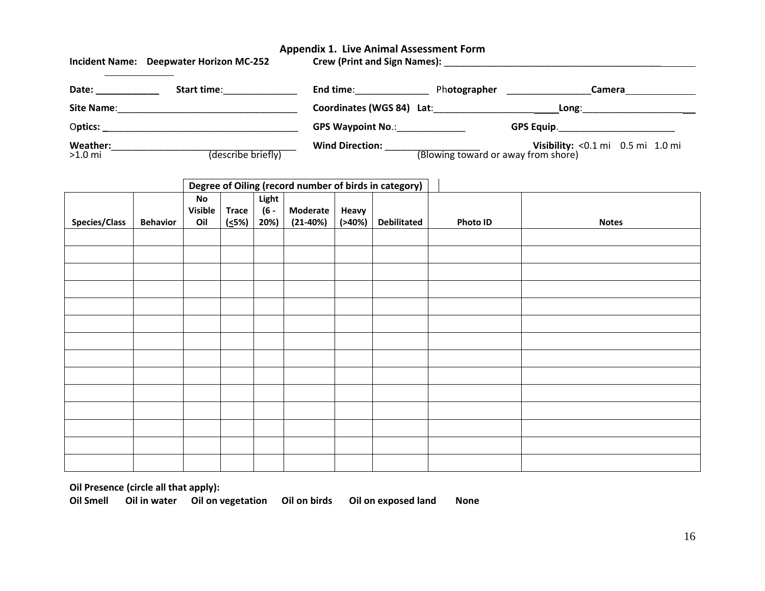## Appendix 1. Live Animal Assessment Form

**Incident Name: Deepwater Horizon MC-252** **Crew (Print and Sign Names):** ___________________________________________

**Date:** ____________ **Start time**:______________ **End time**:______________ Ph**otographer** ________________**Camera**_____________

**Site Name**:___________________________________ **Coordinates (WGS 84) Lat**:_________________________**Long**:_____________________

O**ptics:** ______________________________________ **GPS Waypoint No**.:_____________ **GPS Equip**._______________________

**Weather:**_____________________________________ (describe briefly) **Wind Direction:** __________________ (Blowing toward or away from shore) **Visibility:** <0.1 mi 0.5 mi 1.0 mi >1.0 mi

| Species/Class | Behavior | Degree of Oiling (record number of birds in category) | | | | | | Photo ID | Notes |
|---|---|---|---|---|---|---|---|---|---|
| | | No Visible Oil | Trace (≤5%) | Light (6 - 20%) | Moderate (21-40%) | Heavy (>40%) | Debilitated | | |
| | | | | | | | | | |
| | | | | | | | | | |
| | | | | | | | | | |
| | | | | | | | | | |
| | | | | | | | | | |
| | | | | | | | | | |
| | | | | | | | | | |
| | | | | | | | | | |
| | | | | | | | | | |
| | | | | | | | | | |
| | | | | | | | | | |
| | | | | | | | | | |
| | | | | | | | | | |
| | | | | | | | | | |

**Oil Presence (circle all that apply):**

**Oil Smell** **Oil in water** **Oil on vegetation** **Oil on birds** **Oil on exposed land** **None**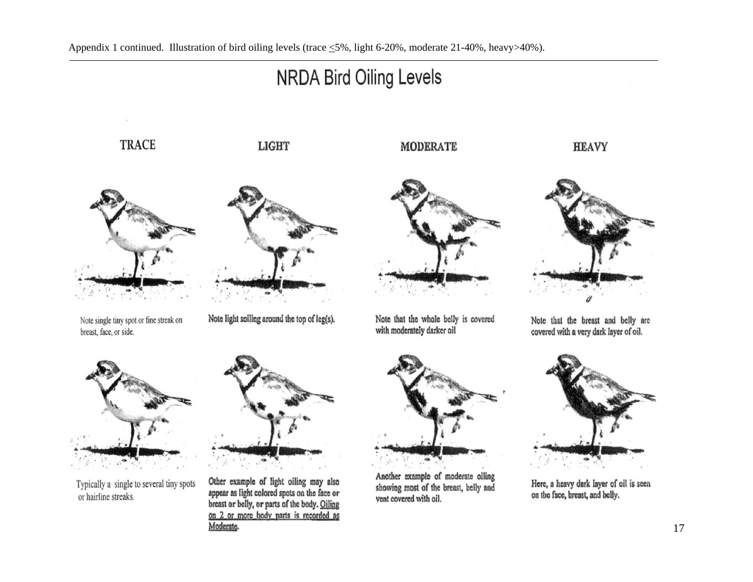Appendix 1 continued. Illustration of bird oiling levels (trace ≤5%, light 6-20%, moderate 21-40%, heavy>40%).

# NRDA Bird Oiling Levels

| TRACE | LIGHT | MODERATE | HEAVY |
| --- | --- | --- | --- |
| Note single tiny spot or fine streak on breast, face, or side. | Note light soiling around the top of leg(s). | Note that the whole belly is covered with moderately darker oil | Note that the breast and belly are covered with a very dark layer of oil. |
| Typically a single to several tiny spots or hairline streaks. | Other example of light oiling may also appear as light colored spots on the face or breast or belly, or parts of the body. Oiling on 2 or more body parts is recorded as Moderate. | Another example of moderate oiling showing most of the breast, belly and vent covered with oil. | Here, a heavy dark layer of oil is seen on the face, breast, and belly. |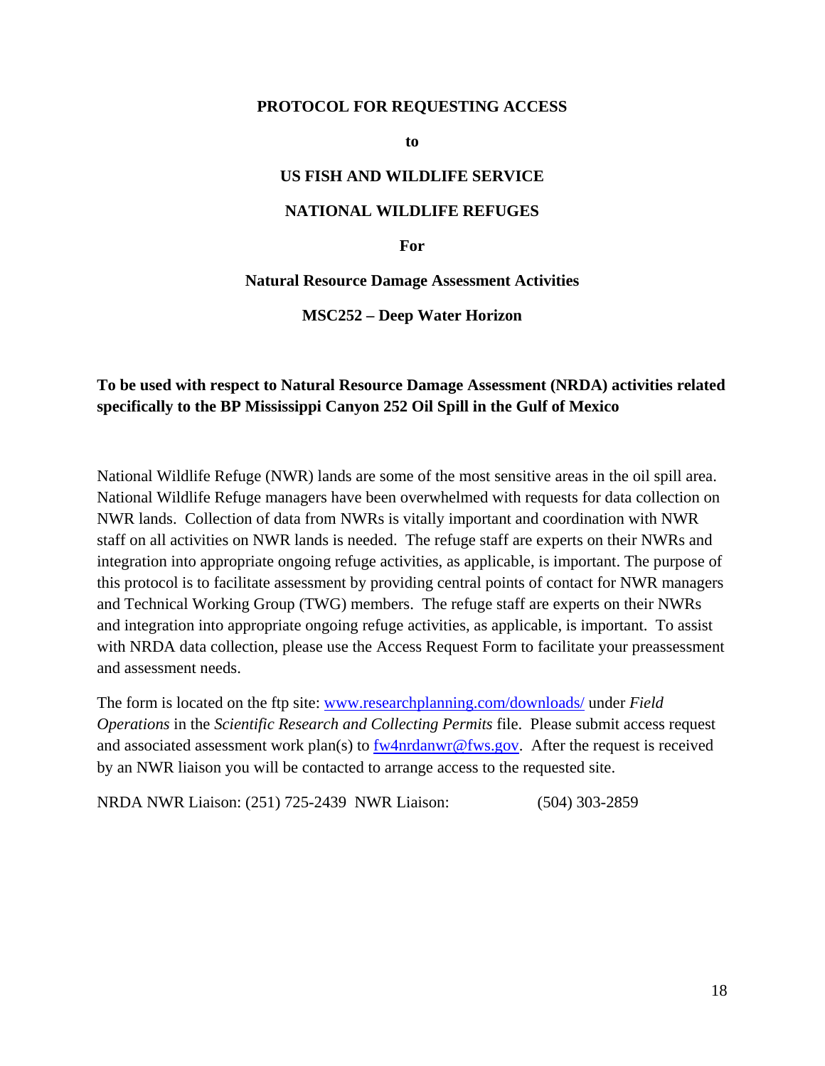# PROTOCOL FOR REQUESTING ACCESS

**to**

**US FISH AND WILDLIFE SERVICE**

**NATIONAL WILDLIFE REFUGES**

**For**

**Natural Resource Damage Assessment Activities**

**MSC252 – Deep Water Horizon**

**To be used with respect to Natural Resource Damage Assessment (NRDA) activities related specifically to the BP Mississippi Canyon 252 Oil Spill in the Gulf of Mexico**

National Wildlife Refuge (NWR) lands are some of the most sensitive areas in the oil spill area. National Wildlife Refuge managers have been overwhelmed with requests for data collection on NWR lands. Collection of data from NWRs is vitally important and coordination with NWR staff on all activities on NWR lands is needed. The refuge staff are experts on their NWRs and integration into appropriate ongoing refuge activities, as applicable, is important. The purpose of this protocol is to facilitate assessment by providing central points of contact for NWR managers and Technical Working Group (TWG) members. The refuge staff are experts on their NWRs and integration into appropriate ongoing refuge activities, as applicable, is important. To assist with NRDA data collection, please use the Access Request Form to facilitate your preassessment and assessment needs.

The form is located on the ftp site: www.researchplanning.com/downloads/ under *Field Operations* in the *Scientific Research and Collecting Permits* file. Please submit access request and associated assessment work plan(s) to fw4nrdanwr@fws.gov. After the request is received by an NWR liaison you will be contacted to arrange access to the requested site.

NRDA NWR Liaison: (251) 725-2439 NWR Liaison: (504) 303-2859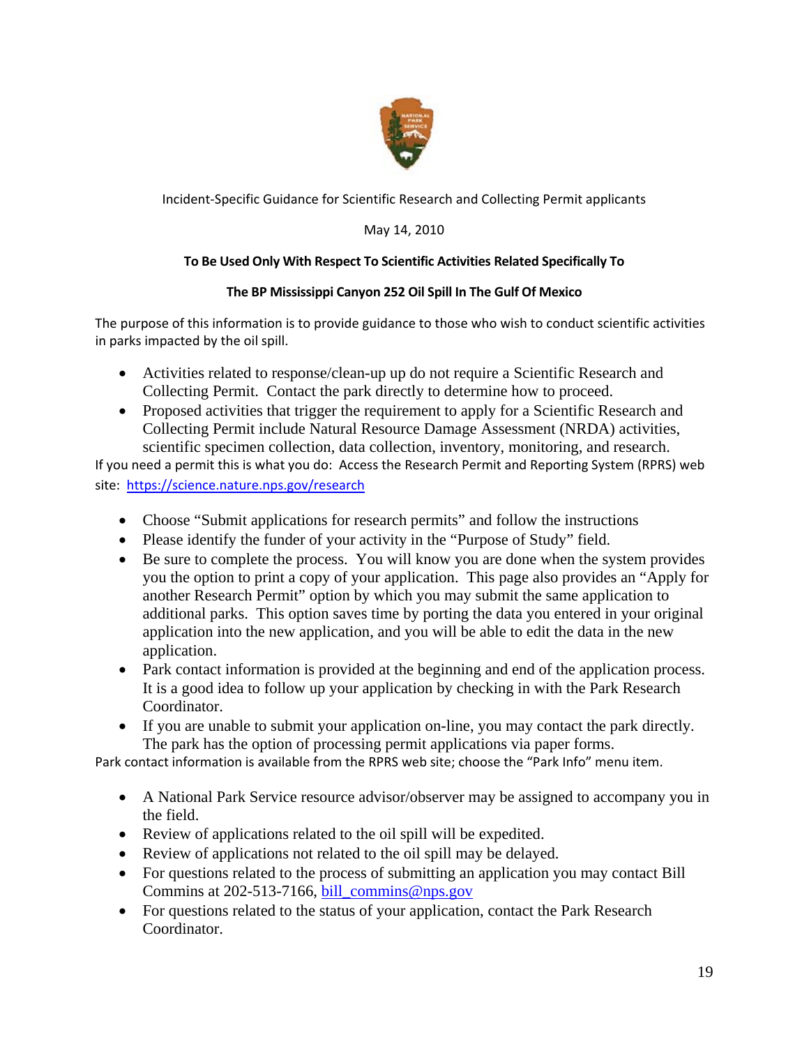Incident-Specific Guidance for Scientific Research and Collecting Permit applicants

May 14, 2010

**To Be Used Only With Respect To Scientific Activities Related Specifically To**

**The BP Mississippi Canyon 252 Oil Spill In The Gulf Of Mexico**

The purpose of this information is to provide guidance to those who wish to conduct scientific activities in parks impacted by the oil spill.

- Activities related to response/clean-up up do not require a Scientific Research and Collecting Permit. Contact the park directly to determine how to proceed.
- Proposed activities that trigger the requirement to apply for a Scientific Research and Collecting Permit include Natural Resource Damage Assessment (NRDA) activities, scientific specimen collection, data collection, inventory, monitoring, and research.

If you need a permit this is what you do: Access the Research Permit and Reporting System (RPRS) web site: https://science.nature.nps.gov/research

- Choose "Submit applications for research permits" and follow the instructions
- Please identify the funder of your activity in the "Purpose of Study" field.
- Be sure to complete the process. You will know you are done when the system provides you the option to print a copy of your application. This page also provides an "Apply for another Research Permit" option by which you may submit the same application to additional parks. This option saves time by porting the data you entered in your original application into the new application, and you will be able to edit the data in the new application.
- Park contact information is provided at the beginning and end of the application process. It is a good idea to follow up your application by checking in with the Park Research Coordinator.
- If you are unable to submit your application on-line, you may contact the park directly. The park has the option of processing permit applications via paper forms.

Park contact information is available from the RPRS web site; choose the "Park Info" menu item.

- A National Park Service resource advisor/observer may be assigned to accompany you in the field.
- Review of applications related to the oil spill will be expedited.
- Review of applications not related to the oil spill may be delayed.
- For questions related to the process of submitting an application you may contact Bill Commins at 202-513-7166, bill_commins@nps.gov
- For questions related to the status of your application, contact the Park Research Coordinator.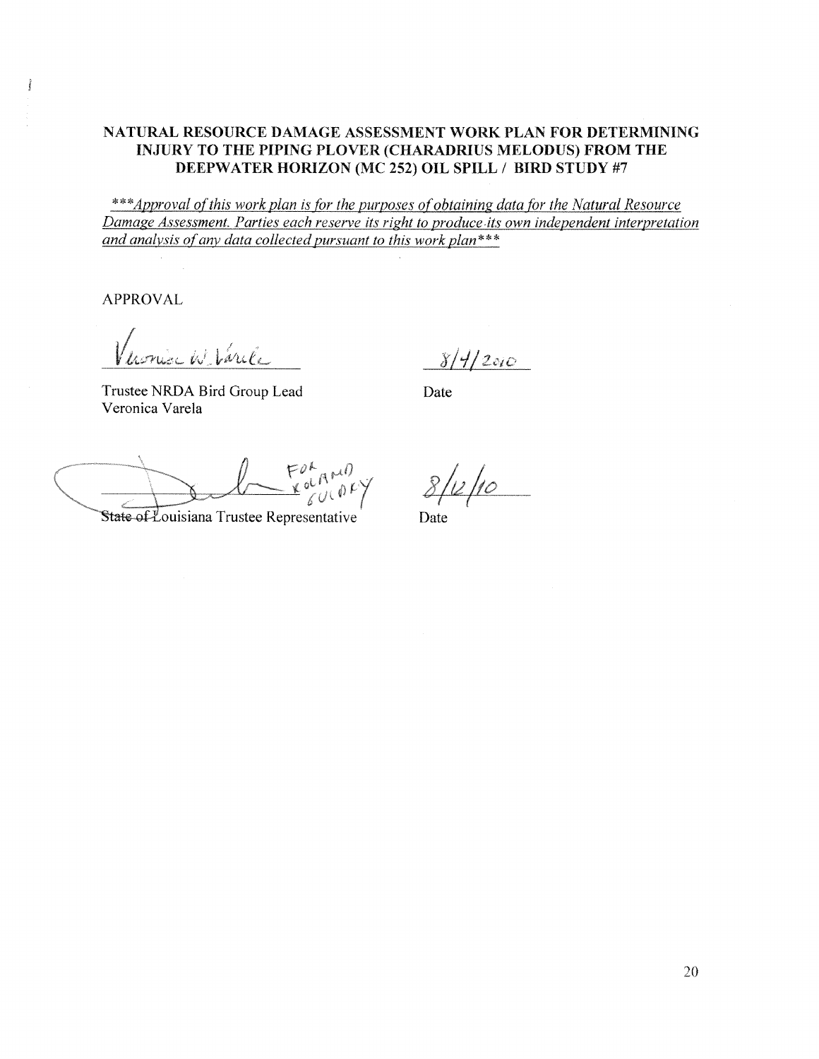**NATURAL RESOURCE DAMAGE ASSESSMENT WORK PLAN FOR DETERMINING INJURY TO THE PIPING PLOVER (CHARADRIUS MELODUS) FROM THE DEEPWATER HORIZON (MC 252) OIL SPILL / BIRD STUDY #7**

****\*Approval of this work plan is for the purposes of obtaining data for the Natural Resource Damage Assessment. Parties each reserve its right to produce its own independent interpretation and analysis of any data collected pursuant to this work plan\*\*\****

APPROVAL

Veronica W. Varela — 8/4/2010

Trustee NRDA Bird Group Lead
Veronica Varela

Date

FOR ROLAND GUIDRY — 8/12/10

State of Louisiana Trustee Representative

Date